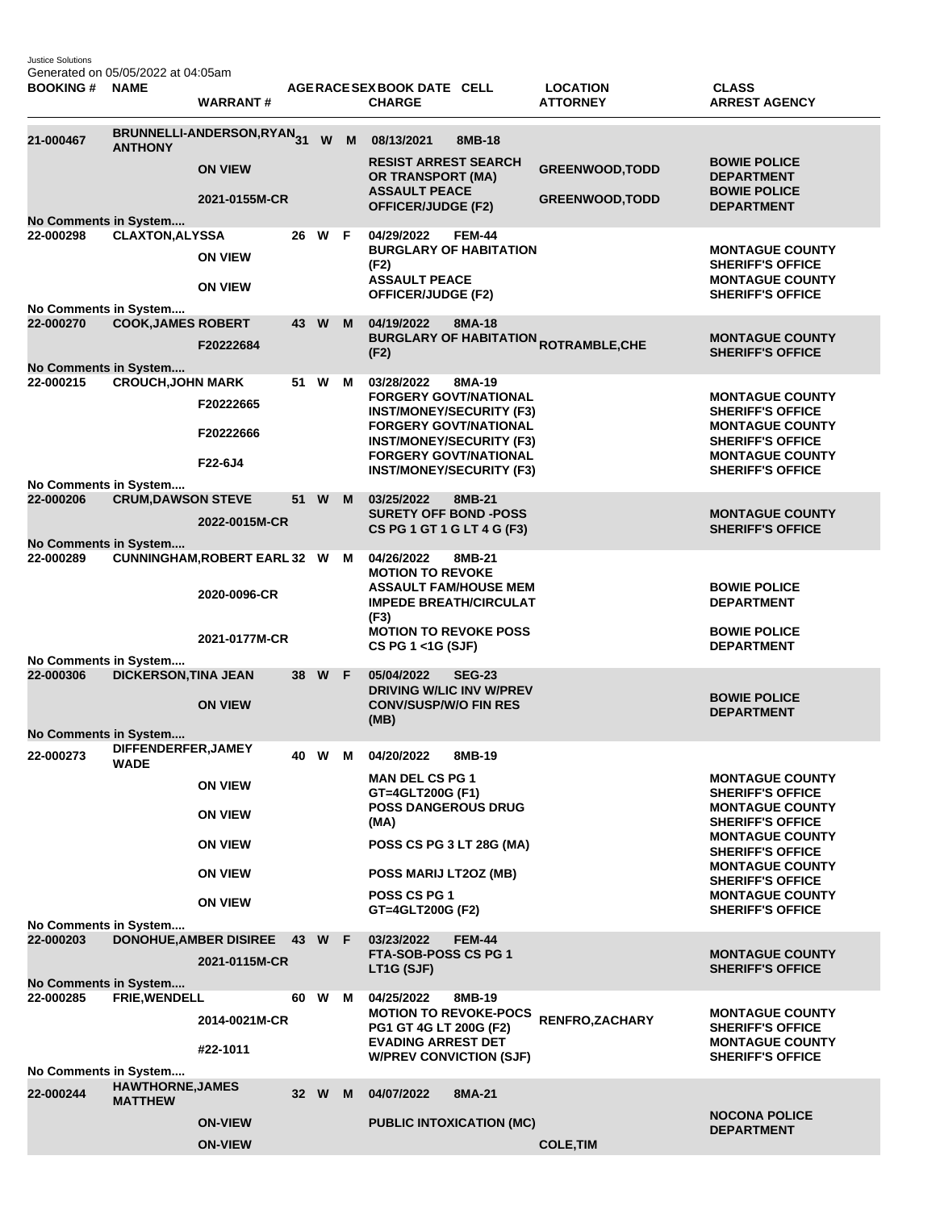Justice Solutions
Generated on 05/05/2022 at 04:05am

| BOOKING # | NAME | WARRANT # | AGE | RACE | SEX | BOOK DATE | CELL | CHARGE | LOCATION / ATTORNEY | CLASS / ARREST AGENCY |
|---|---|---|---|---|---|---|---|---|---|---|
| 21-000467 | BRUNNELLI-ANDERSON,RYAN ANTHONY | | 31 | W | M | 08/13/2021 | 8MB-18 | | | |
| | | ON VIEW | | | | | | RESIST ARREST SEARCH OR TRANSPORT (MA) | GREENWOOD,TODD | BOWIE POLICE DEPARTMENT |
| | | 2021-0155M-CR | | | | | | ASSAULT PEACE OFFICER/JUDGE (F2) | GREENWOOD,TODD | BOWIE POLICE DEPARTMENT |
| No Comments in System.... | | | | | | | | | | |
| 22-000298 | CLAXTON,ALYSSA | | 26 | W | F | 04/29/2022 | FEM-44 | | | |
| | | ON VIEW | | | | | | BURGLARY OF HABITATION (F2) | | MONTAGUE COUNTY SHERIFF'S OFFICE |
| | | ON VIEW | | | | | | ASSAULT PEACE OFFICER/JUDGE (F2) | | MONTAGUE COUNTY SHERIFF'S OFFICE |
| No Comments in System.... | | | | | | | | | | |
| 22-000270 | COOK,JAMES ROBERT | | 43 | W | M | 04/19/2022 | 8MA-18 | | | |
| | | F20222684 | | | | | | BURGLARY OF HABITATION (F2) | ROTRAMBLE,CHE | MONTAGUE COUNTY SHERIFF'S OFFICE |
| No Comments in System.... | | | | | | | | | | |
| 22-000215 | CROUCH,JOHN MARK | | 51 | W | M | 03/28/2022 | 8MA-19 | | | |
| | | F20222665 | | | | | | FORGERY GOVT/NATIONAL INST/MONEY/SECURITY (F3) | | MONTAGUE COUNTY SHERIFF'S OFFICE |
| | | F20222666 | | | | | | FORGERY GOVT/NATIONAL INST/MONEY/SECURITY (F3) | | MONTAGUE COUNTY SHERIFF'S OFFICE |
| | | F22-6J4 | | | | | | FORGERY GOVT/NATIONAL INST/MONEY/SECURITY (F3) | | MONTAGUE COUNTY SHERIFF'S OFFICE |
| No Comments in System.... | | | | | | | | | | |
| 22-000206 | CRUM,DAWSON STEVE | | 51 | W | M | 03/25/2022 | 8MB-21 | | | |
| | | 2022-0015M-CR | | | | | | SURETY OFF BOND -POSS CS PG 1 GT 1 G LT 4 G (F3) | | MONTAGUE COUNTY SHERIFF'S OFFICE |
| No Comments in System.... | | | | | | | | | | |
| 22-000289 | CUNNINGHAM,ROBERT EARL | | 32 | W | M | 04/26/2022 | 8MB-21 | | | |
| | | 2020-0096-CR | | | | | | MOTION TO REVOKE ASSAULT FAM/HOUSE MEM IMPEDE BREATH/CIRCULAT (F3) | | BOWIE POLICE DEPARTMENT |
| | | 2021-0177M-CR | | | | | | MOTION TO REVOKE POSS CS PG 1 <1G (SJF) | | BOWIE POLICE DEPARTMENT |
| No Comments in System.... | | | | | | | | | | |
| 22-000306 | DICKERSON,TINA JEAN | | 38 | W | F | 05/04/2022 | SEG-23 | | | |
| | | ON VIEW | | | | | | DRIVING W/LIC INV W/PREV CONV/SUSP/W/O FIN RES (MB) | | BOWIE POLICE DEPARTMENT |
| No Comments in System.... | | | | | | | | | | |
| 22-000273 | DIFFENDERFER,JAMEY WADE | | 40 | W | M | 04/20/2022 | 8MB-19 | | | |
| | | ON VIEW | | | | | | MAN DEL CS PG 1 GT=4GLT200G (F1) | | MONTAGUE COUNTY SHERIFF'S OFFICE |
| | | ON VIEW | | | | | | POSS DANGEROUS DRUG (MA) | | MONTAGUE COUNTY SHERIFF'S OFFICE |
| | | ON VIEW | | | | | | POSS CS PG 3 LT 28G (MA) | | MONTAGUE COUNTY SHERIFF'S OFFICE |
| | | ON VIEW | | | | | | POSS MARIJ LT2OZ (MB) | | MONTAGUE COUNTY SHERIFF'S OFFICE |
| | | ON VIEW | | | | | | POSS CS PG 1 GT=4GLT200G (F2) | | MONTAGUE COUNTY SHERIFF'S OFFICE |
| No Comments in System.... | | | | | | | | | | |
| 22-000203 | DONOHUE,AMBER DISIREE | | 43 | W | F | 03/23/2022 | FEM-44 | | | |
| | | 2021-0115M-CR | | | | | | FTA-SOB-POSS CS PG 1 LT1G (SJF) | | MONTAGUE COUNTY SHERIFF'S OFFICE |
| No Comments in System.... | | | | | | | | | | |
| 22-000285 | FRIE,WENDELL | | 60 | W | M | 04/25/2022 | 8MB-19 | | | |
| | | 2014-0021M-CR | | | | | | MOTION TO REVOKE-POCS PG1 GT 4G LT 200G (F2) | RENFRO,ZACHARY | MONTAGUE COUNTY SHERIFF'S OFFICE |
| | | #22-1011 | | | | | | EVADING ARREST DET W/PREV CONVICTION (SJF) | | MONTAGUE COUNTY SHERIFF'S OFFICE |
| No Comments in System.... | | | | | | | | | | |
| 22-000244 | HAWTHORNE,JAMES MATTHEW | | 32 | W | M | 04/07/2022 | 8MA-21 | | | |
| | | ON-VIEW | | | | | | PUBLIC INTOXICATION (MC) | | NOCONA POLICE DEPARTMENT |
| | | ON-VIEW | | | | | | | COLE,TIM | |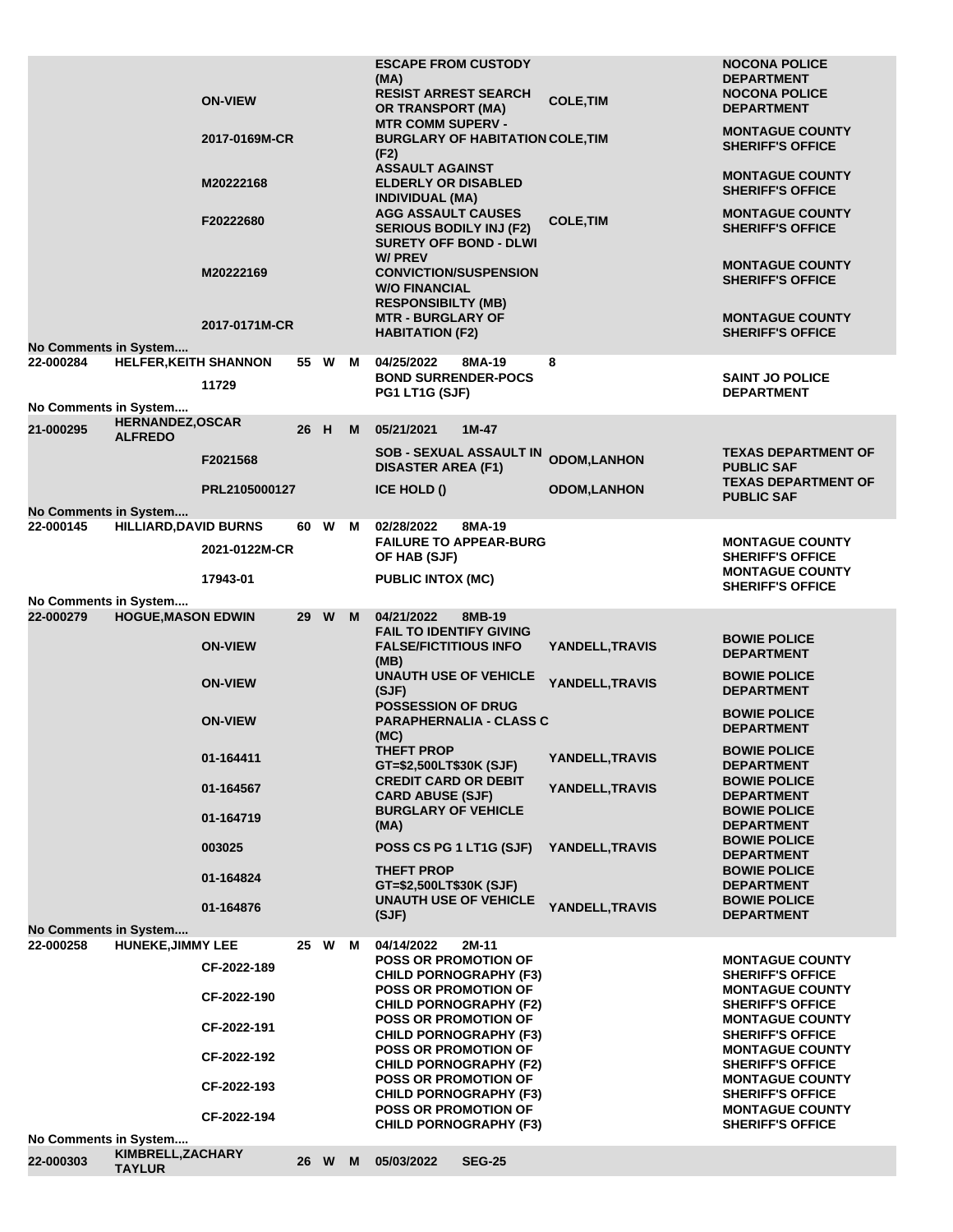| | | | | | | | | | |
|---|---|---|---|---|---|---|---|---|---|
| | | ON-VIEW | | | | ESCAPE FROM CUSTODY (MA) | | | NOCONA POLICE DEPARTMENT |
| | | ON-VIEW | | | | RESIST ARREST SEARCH OR TRANSPORT (MA) | | COLE,TIM | NOCONA POLICE DEPARTMENT |
| | | 2017-0169M-CR | | | | MTR COMM SUPERV - BURGLARY OF HABITATION (F2) | | COLE,TIM | MONTAGUE COUNTY SHERIFF'S OFFICE |
| | | M20222168 | | | | ASSAULT AGAINST ELDERLY OR DISABLED INDIVIDUAL (MA) | | | MONTAGUE COUNTY SHERIFF'S OFFICE |
| | | F20222680 | | | | AGG ASSAULT CAUSES SERIOUS BODILY INJ (F2) | | COLE,TIM | MONTAGUE COUNTY SHERIFF'S OFFICE |
| | | M20222169 | | | | SURETY OFF BOND - DLWI W/ PREV CONVICTION/SUSPENSION W/O FINANCIAL RESPONSIBILTY (MB) | | | MONTAGUE COUNTY SHERIFF'S OFFICE |
| | | 2017-0171M-CR | | | | MTR - BURGLARY OF HABITATION (F2) | | | MONTAGUE COUNTY SHERIFF'S OFFICE |
| No Comments in System.... | | | | | | | | | |
| 22-000284 | HELFER,KEITH SHANNON | | 55 | W | M | 04/25/2022 | 8MA-19 | 8 | |
| | | 11729 | | | | BOND SURRENDER-POCS PG1 LT1G (SJF) | | | SAINT JO POLICE DEPARTMENT |
| No Comments in System.... | | | | | | | | | |
| 21-000295 | HERNANDEZ,OSCAR ALFREDO | | 26 | H | M | 05/21/2021 | 1M-47 | | |
| | | F2021568 | | | | SOB - SEXUAL ASSAULT IN DISASTER AREA (F1) | | ODOM,LANHON | TEXAS DEPARTMENT OF PUBLIC SAF |
| | | PRL2105000127 | | | | ICE HOLD () | | ODOM,LANHON | TEXAS DEPARTMENT OF PUBLIC SAF |
| No Comments in System.... | | | | | | | | | |
| 22-000145 | HILLIARD,DAVID BURNS | | 60 | W | M | 02/28/2022 | 8MA-19 | | |
| | | 2021-0122M-CR | | | | FAILURE TO APPEAR-BURG OF HAB (SJF) | | | MONTAGUE COUNTY SHERIFF'S OFFICE |
| | | 17943-01 | | | | PUBLIC INTOX (MC) | | | MONTAGUE COUNTY SHERIFF'S OFFICE |
| No Comments in System.... | | | | | | | | | |
| 22-000279 | HOGUE,MASON EDWIN | | 29 | W | M | 04/21/2022 | 8MB-19 | | |
| | | ON-VIEW | | | | FAIL TO IDENTIFY GIVING FALSE/FICTITIOUS INFO (MB) | | YANDELL,TRAVIS | BOWIE POLICE DEPARTMENT |
| | | ON-VIEW | | | | UNAUTH USE OF VEHICLE (SJF) | | YANDELL,TRAVIS | BOWIE POLICE DEPARTMENT |
| | | ON-VIEW | | | | POSSESSION OF DRUG PARAPHERNALIA - CLASS C (MC) | | | BOWIE POLICE DEPARTMENT |
| | | 01-164411 | | | | THEFT PROP GT=$2,500LT$30K (SJF) | | YANDELL,TRAVIS | BOWIE POLICE DEPARTMENT |
| | | 01-164567 | | | | CREDIT CARD OR DEBIT CARD ABUSE (SJF) | | YANDELL,TRAVIS | BOWIE POLICE DEPARTMENT |
| | | 01-164719 | | | | BURGLARY OF VEHICLE (MA) | | | BOWIE POLICE DEPARTMENT |
| | | 003025 | | | | POSS CS PG 1 LT1G (SJF) | | YANDELL,TRAVIS | BOWIE POLICE DEPARTMENT |
| | | 01-164824 | | | | THEFT PROP GT=$2,500LT$30K (SJF) | | | BOWIE POLICE DEPARTMENT |
| | | 01-164876 | | | | UNAUTH USE OF VEHICLE (SJF) | | YANDELL,TRAVIS | BOWIE POLICE DEPARTMENT |
| No Comments in System.... | | | | | | | | | |
| 22-000258 | HUNEKE,JIMMY LEE | | 25 | W | M | 04/14/2022 | 2M-11 | | |
| | | CF-2022-189 | | | | POSS OR PROMOTION OF CHILD PORNOGRAPHY (F3) | | | MONTAGUE COUNTY SHERIFF'S OFFICE |
| | | CF-2022-190 | | | | POSS OR PROMOTION OF CHILD PORNOGRAPHY (F2) | | | MONTAGUE COUNTY SHERIFF'S OFFICE |
| | | CF-2022-191 | | | | POSS OR PROMOTION OF CHILD PORNOGRAPHY (F3) | | | MONTAGUE COUNTY SHERIFF'S OFFICE |
| | | CF-2022-192 | | | | POSS OR PROMOTION OF CHILD PORNOGRAPHY (F2) | | | MONTAGUE COUNTY SHERIFF'S OFFICE |
| | | CF-2022-193 | | | | POSS OR PROMOTION OF CHILD PORNOGRAPHY (F3) | | | MONTAGUE COUNTY SHERIFF'S OFFICE |
| | | CF-2022-194 | | | | POSS OR PROMOTION OF CHILD PORNOGRAPHY (F3) | | | MONTAGUE COUNTY SHERIFF'S OFFICE |
| No Comments in System.... | | | | | | | | | |
| 22-000303 | KIMBRELL,ZACHARY TAYLUR | | 26 | W | M | 05/03/2022 | SEG-25 | | |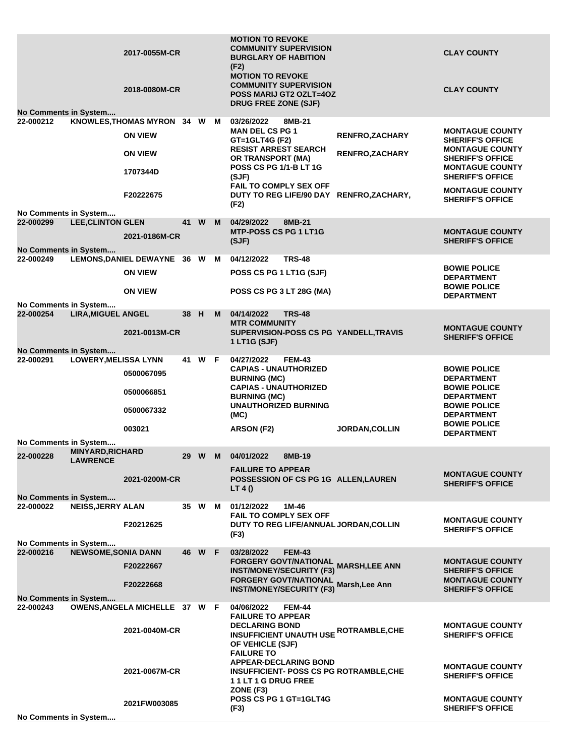| | | | | | | | | |
|---|---|---|---|---|---|---|---|---|
| | | 2017-0055M-CR | | | | MOTION TO REVOKE COMMUNITY SUPERVISION BURGLARY OF HABITION (F2) | | CLAY COUNTY |
| | | 2018-0080M-CR | | | | MOTION TO REVOKE COMMUNITY SUPERVISION POSS MARIJ GT2 OZLT=4OZ DRUG FREE ZONE (SJF) | | CLAY COUNTY |
| No Comments in System.... | | | | | | | | |
| 22-000212 | KNOWLES,THOMAS MYRON | | 34 | W | M | 03/26/2022 8MB-21 | | |
| | | ON VIEW | | | | MAN DEL CS PG 1 GT=1GLT4G (F2) | RENFRO,ZACHARY | MONTAGUE COUNTY SHERIFF'S OFFICE |
| | | ON VIEW | | | | RESIST ARREST SEARCH OR TRANSPORT (MA) | RENFRO,ZACHARY | MONTAGUE COUNTY SHERIFF'S OFFICE |
| | | 1707344D | | | | POSS CS PG 1/1-B LT 1G (SJF) | | MONTAGUE COUNTY SHERIFF'S OFFICE |
| | | F20222675 | | | | FAIL TO COMPLY SEX OFF DUTY TO REG LIFE/90 DAY (F2) | RENFRO,ZACHARY, | MONTAGUE COUNTY SHERIFF'S OFFICE |
| No Comments in System.... | | | | | | | | |
| 22-000299 | LEE,CLINTON GLEN | | 41 | W | M | 04/29/2022 8MB-21 | | |
| | | 2021-0186M-CR | | | | MTP-POSS CS PG 1 LT1G (SJF) | | MONTAGUE COUNTY SHERIFF'S OFFICE |
| No Comments in System.... | | | | | | | | |
| 22-000249 | LEMONS,DANIEL DEWAYNE | | 36 | W | M | 04/12/2022 TRS-48 | | |
| | | ON VIEW | | | | POSS CS PG 1 LT1G (SJF) | | BOWIE POLICE DEPARTMENT |
| | | ON VIEW | | | | POSS CS PG 3 LT 28G (MA) | | BOWIE POLICE DEPARTMENT |
| No Comments in System.... | | | | | | | | |
| 22-000254 | LIRA,MIGUEL ANGEL | | 38 | H | M | 04/14/2022 TRS-48 | | |
| | | 2021-0013M-CR | | | | MTR COMMUNITY SUPERVISION-POSS CS PG 1 LT1G (SJF) | YANDELL,TRAVIS | MONTAGUE COUNTY SHERIFF'S OFFICE |
| No Comments in System.... | | | | | | | | |
| 22-000291 | LOWERY,MELISSA LYNN | | 41 | W | F | 04/27/2022 FEM-43 | | |
| | | 0500067095 | | | | CAPIAS - UNAUTHORIZED BURNING (MC) | | BOWIE POLICE DEPARTMENT |
| | | 0500066851 | | | | CAPIAS - UNAUTHORIZED BURNING (MC) | | BOWIE POLICE DEPARTMENT |
| | | 0500067332 | | | | UNAUTHORIZED BURNING (MC) | | BOWIE POLICE DEPARTMENT |
| | | 003021 | | | | ARSON (F2) | JORDAN,COLLIN | BOWIE POLICE DEPARTMENT |
| No Comments in System.... | | | | | | | | |
| 22-000228 | MINYARD,RICHARD LAWRENCE | | 29 | W | M | 04/01/2022 8MB-19 | | |
| | | 2021-0200M-CR | | | | FAILURE TO APPEAR POSSESSION OF CS PG 1G LT 4 () | ALLEN,LAUREN | MONTAGUE COUNTY SHERIFF'S OFFICE |
| No Comments in System.... | | | | | | | | |
| 22-000022 | NEISS,JERRY ALAN | | 35 | W | M | 01/12/2022 1M-46 | | |
| | | F20212625 | | | | FAIL TO COMPLY SEX OFF DUTY TO REG LIFE/ANNUAL (F3) | JORDAN,COLLIN | MONTAGUE COUNTY SHERIFF'S OFFICE |
| No Comments in System.... | | | | | | | | |
| 22-000216 | NEWSOME,SONIA DANN | | 46 | W | F | 03/28/2022 FEM-43 | | |
| | | F20222667 | | | | FORGERY GOVT/NATIONAL INST/MONEY/SECURITY (F3) | MARSH,LEE ANN | MONTAGUE COUNTY SHERIFF'S OFFICE |
| | | F20222668 | | | | FORGERY GOVT/NATIONAL INST/MONEY/SECURITY (F3) | Marsh,Lee Ann | MONTAGUE COUNTY SHERIFF'S OFFICE |
| No Comments in System.... | | | | | | | | |
| 22-000243 | OWENS,ANGELA MICHELLE | | 37 | W | F | 04/06/2022 FEM-44 | | |
| | | 2021-0040M-CR | | | | FAILURE TO APPEAR DECLARING BOND INSUFFICIENT UNAUTH USE OF VEHICLE (SJF) | ROTRAMBLE,CHE | MONTAGUE COUNTY SHERIFF'S OFFICE |
| | | 2021-0067M-CR | | | | FAILURE TO APPEAR-DECLARING BOND INSUFFICIENT- POSS CS PG 1 1 LT 1 G DRUG FREE ZONE (F3) | ROTRAMBLE,CHE | MONTAGUE COUNTY SHERIFF'S OFFICE |
| | | 2021FW003085 | | | | POSS CS PG 1 GT=1GLT4G (F3) | | MONTAGUE COUNTY SHERIFF'S OFFICE |
| No Comments in System.... | | | | | | | | |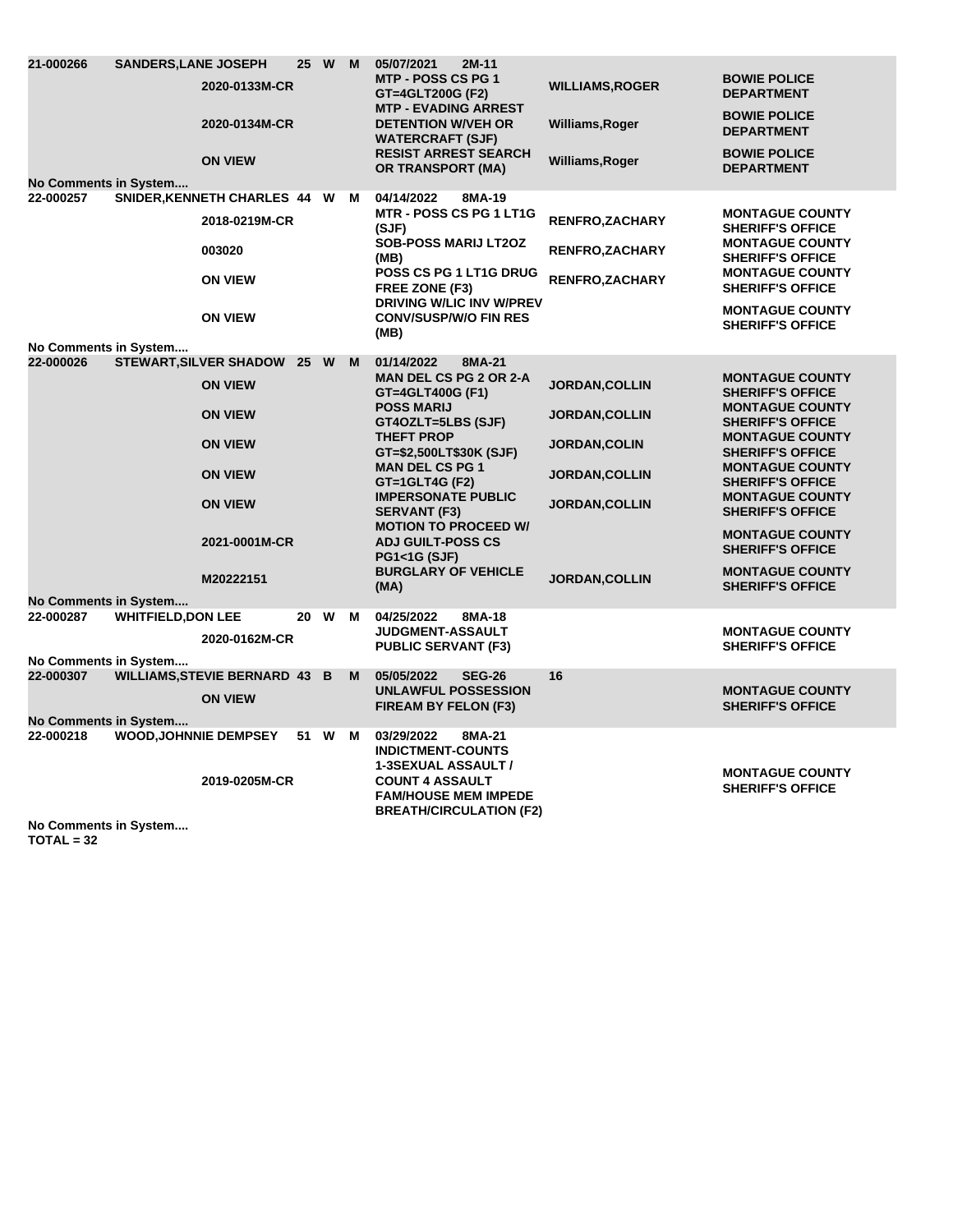| | | | | | | | | |
|---|---|---|---|---|---|---|---|---|
| 21-000266 | SANDERS,LANE JOSEPH | | 25 | W | M | 05/07/2021 2M-11 | | |
| | | 2020-0133M-CR | | | | MTP - POSS CS PG 1 GT=4GLT200G (F2) | WILLIAMS,ROGER | BOWIE POLICE DEPARTMENT |
| | | 2020-0134M-CR | | | | MTP - EVADING ARREST DETENTION W/VEH OR WATERCRAFT (SJF) | Williams,Roger | BOWIE POLICE DEPARTMENT |
| | | ON VIEW | | | | RESIST ARREST SEARCH OR TRANSPORT (MA) | Williams,Roger | BOWIE POLICE DEPARTMENT |
| No Comments in System.... | | | | | | | | |
| 22-000257 | SNIDER,KENNETH CHARLES | | 44 | W | M | 04/14/2022 8MA-19 | | |
| | | 2018-0219M-CR | | | | MTR - POSS CS PG 1 LT1G (SJF) | RENFRO,ZACHARY | MONTAGUE COUNTY SHERIFF'S OFFICE |
| | | 003020 | | | | SOB-POSS MARIJ LT2OZ (MB) | RENFRO,ZACHARY | MONTAGUE COUNTY SHERIFF'S OFFICE |
| | | ON VIEW | | | | POSS CS PG 1 LT1G DRUG FREE ZONE (F3) | RENFRO,ZACHARY | MONTAGUE COUNTY SHERIFF'S OFFICE |
| | | ON VIEW | | | | DRIVING W/LIC INV W/PREV CONV/SUSP/W/O FIN RES (MB) | | MONTAGUE COUNTY SHERIFF'S OFFICE |
| No Comments in System.... | | | | | | | | |
| 22-000026 | STEWART,SILVER SHADOW | | 25 | W | M | 01/14/2022 8MA-21 | | |
| | | ON VIEW | | | | MAN DEL CS PG 2 OR 2-A GT=4GLT400G (F1) | JORDAN,COLLIN | MONTAGUE COUNTY SHERIFF'S OFFICE |
| | | ON VIEW | | | | POSS MARIJ GT4OZLT=5LBS (SJF) | JORDAN,COLLIN | MONTAGUE COUNTY SHERIFF'S OFFICE |
| | | ON VIEW | | | | THEFT PROP GT=$2,500LT$30K (SJF) | JORDAN,COLIN | MONTAGUE COUNTY SHERIFF'S OFFICE |
| | | ON VIEW | | | | MAN DEL CS PG 1 GT=1GLT4G (F2) | JORDAN,COLLIN | MONTAGUE COUNTY SHERIFF'S OFFICE |
| | | ON VIEW | | | | IMPERSONATE PUBLIC SERVANT (F3) | JORDAN,COLLIN | MONTAGUE COUNTY SHERIFF'S OFFICE |
| | | 2021-0001M-CR | | | | MOTION TO PROCEED W/ ADJ GUILT-POSS CS PG1<1G (SJF) | | MONTAGUE COUNTY SHERIFF'S OFFICE |
| | | M20222151 | | | | BURGLARY OF VEHICLE (MA) | JORDAN,COLLIN | MONTAGUE COUNTY SHERIFF'S OFFICE |
| No Comments in System.... | | | | | | | | |
| 22-000287 | WHITFIELD,DON LEE | | 20 | W | M | 04/25/2022 8MA-18 | | |
| | | 2020-0162M-CR | | | | JUDGMENT-ASSAULT PUBLIC SERVANT (F3) | | MONTAGUE COUNTY SHERIFF'S OFFICE |
| No Comments in System.... | | | | | | | | |
| 22-000307 | WILLIAMS,STEVIE BERNARD | | 43 | B | M | 05/05/2022 SEG-26 | 16 | |
| | | ON VIEW | | | | UNLAWFUL POSSESSION FIREAM BY FELON (F3) | | MONTAGUE COUNTY SHERIFF'S OFFICE |
| No Comments in System.... | | | | | | | | |
| 22-000218 | WOOD,JOHNNIE DEMPSEY | | 51 | W | M | 03/29/2022 8MA-21 | | |
| | | 2019-0205M-CR | | | | INDICTMENT-COUNTS 1-3SEXUAL ASSAULT / COUNT 4 ASSAULT FAM/HOUSE MEM IMPEDE BREATH/CIRCULATION (F2) | | MONTAGUE COUNTY SHERIFF'S OFFICE |
| No Comments in System.... | | | | | | | | |

TOTAL = 32